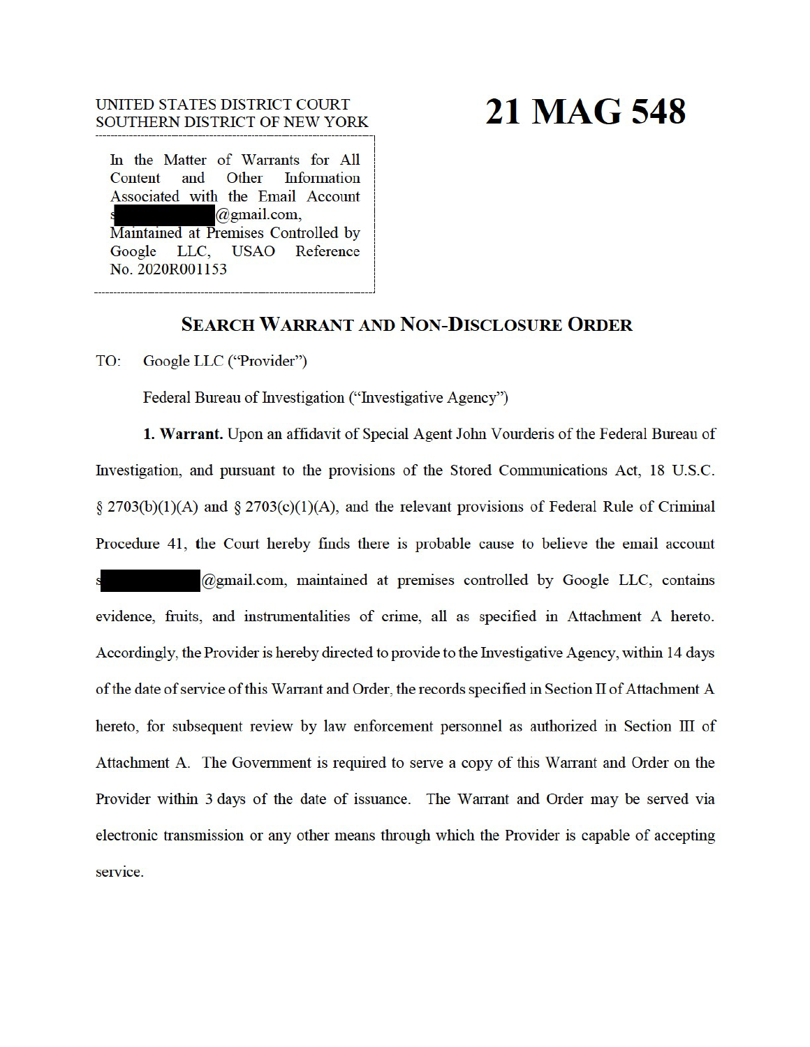UNITED STATES DISTRICT COURT
SOUTHERN DISTRICT OF NEW YORK

# 21 MAG 548

In the Matter of Warrants for All Content and Other Information Associated with the Email Account s██████████@gmail.com, Maintained at Premises Controlled by Google LLC, USAO Reference No. 2020R001153

## SEARCH WARRANT AND NON-DISCLOSURE ORDER

TO: Google LLC ("Provider")

Federal Bureau of Investigation ("Investigative Agency")

**1. Warrant.** Upon an affidavit of Special Agent John Vourderis of the Federal Bureau of Investigation, and pursuant to the provisions of the Stored Communications Act, 18 U.S.C. § 2703(b)(1)(A) and § 2703(c)(1)(A), and the relevant provisions of Federal Rule of Criminal Procedure 41, the Court hereby finds there is probable cause to believe the email account s██████████@gmail.com, maintained at premises controlled by Google LLC, contains evidence, fruits, and instrumentalities of crime, all as specified in Attachment A hereto. Accordingly, the Provider is hereby directed to provide to the Investigative Agency, within 14 days of the date of service of this Warrant and Order, the records specified in Section II of Attachment A hereto, for subsequent review by law enforcement personnel as authorized in Section III of Attachment A. The Government is required to serve a copy of this Warrant and Order on the Provider within 3 days of the date of issuance. The Warrant and Order may be served via electronic transmission or any other means through which the Provider is capable of accepting service.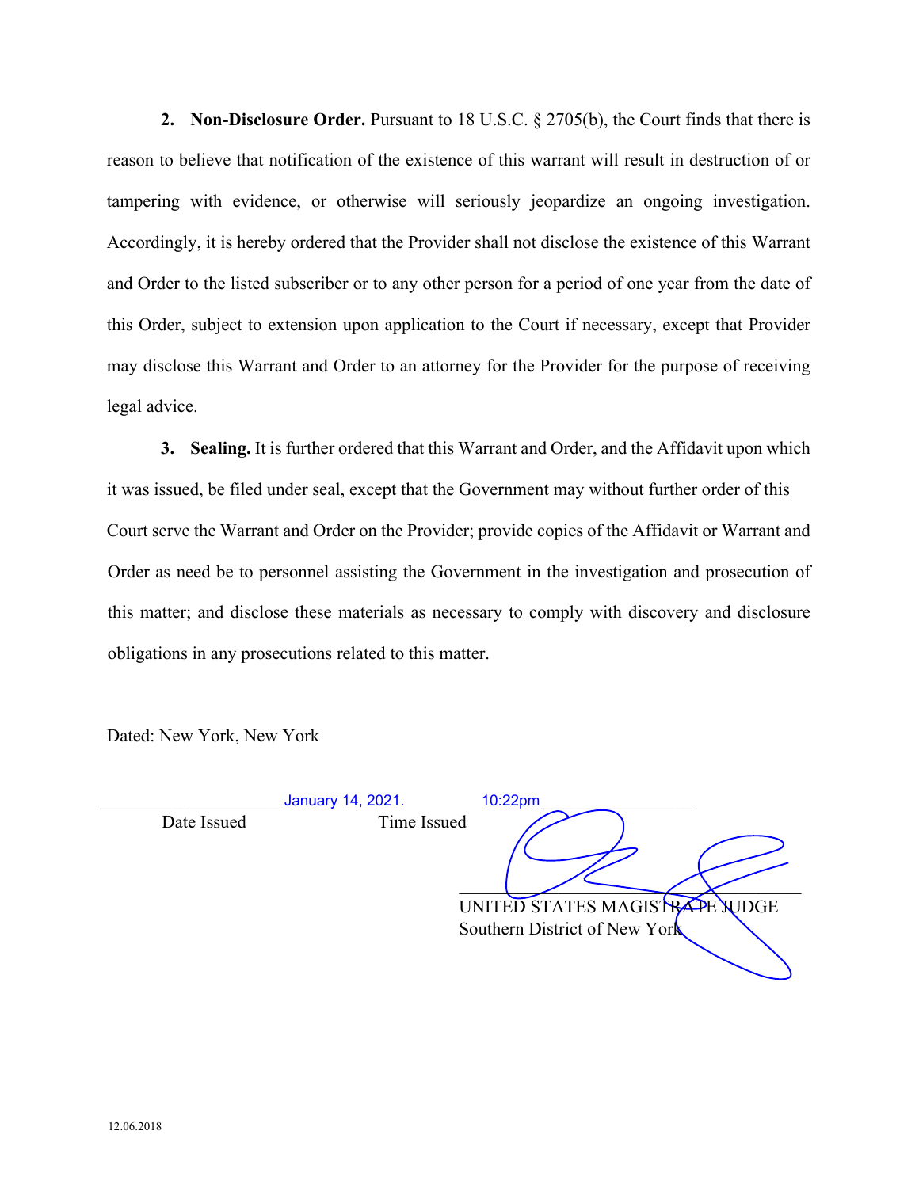**2. Non-Disclosure Order.** Pursuant to 18 U.S.C. § 2705(b), the Court finds that there is reason to believe that notification of the existence of this warrant will result in destruction of or tampering with evidence, or otherwise will seriously jeopardize an ongoing investigation. Accordingly, it is hereby ordered that the Provider shall not disclose the existence of this Warrant and Order to the listed subscriber or to any other person for a period of one year from the date of this Order, subject to extension upon application to the Court if necessary, except that Provider may disclose this Warrant and Order to an attorney for the Provider for the purpose of receiving legal advice.

**3. Sealing.** It is further ordered that this Warrant and Order, and the Affidavit upon which it was issued, be filed under seal, except that the Government may without further order of this Court serve the Warrant and Order on the Provider; provide copies of the Affidavit or Warrant and Order as need be to personnel assisting the Government in the investigation and prosecution of this matter; and disclose these materials as necessary to comply with discovery and disclosure obligations in any prosecutions related to this matter.

Dated: New York, New York

January 14, 2021. 10:22pm

Date Issued Time Issued

UNITED STATES MAGISTRATE JUDGE
Southern District of New York

12.06.2018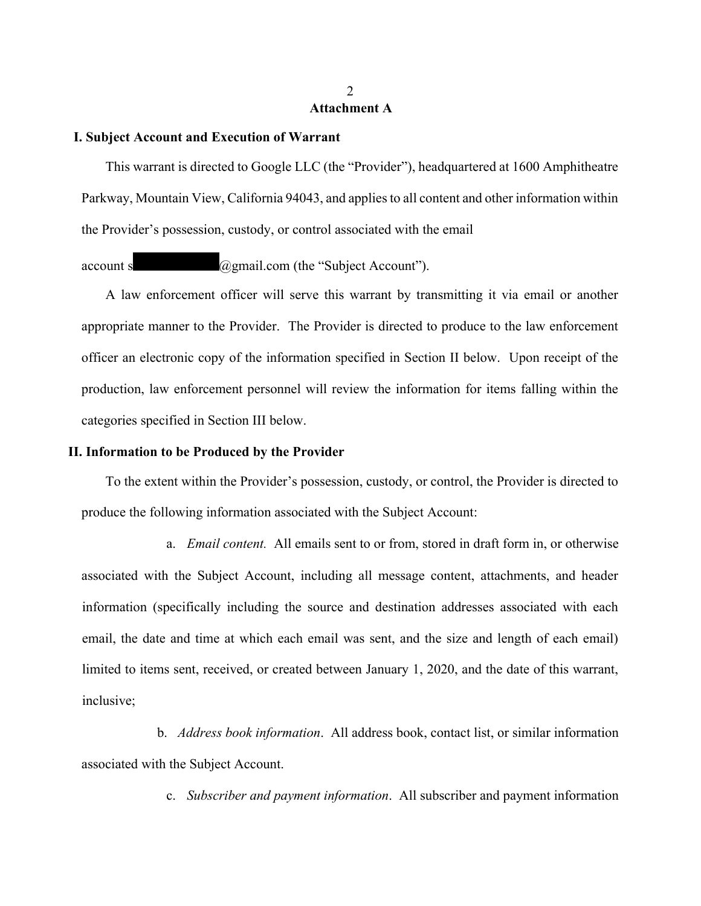## Attachment A

### I. Subject Account and Execution of Warrant

This warrant is directed to Google LLC (the "Provider"), headquartered at 1600 Amphitheatre Parkway, Mountain View, California 94043, and applies to all content and other information within the Provider's possession, custody, or control associated with the email account s[REDACTED]@gmail.com (the "Subject Account").

A law enforcement officer will serve this warrant by transmitting it via email or another appropriate manner to the Provider. The Provider is directed to produce to the law enforcement officer an electronic copy of the information specified in Section II below. Upon receipt of the production, law enforcement personnel will review the information for items falling within the categories specified in Section III below.

### II. Information to be Produced by the Provider

To the extent within the Provider's possession, custody, or control, the Provider is directed to produce the following information associated with the Subject Account:

a. *Email content.* All emails sent to or from, stored in draft form in, or otherwise associated with the Subject Account, including all message content, attachments, and header information (specifically including the source and destination addresses associated with each email, the date and time at which each email was sent, and the size and length of each email) limited to items sent, received, or created between January 1, 2020, and the date of this warrant, inclusive;

b. *Address book information*. All address book, contact list, or similar information associated with the Subject Account.

c. *Subscriber and payment information*. All subscriber and payment information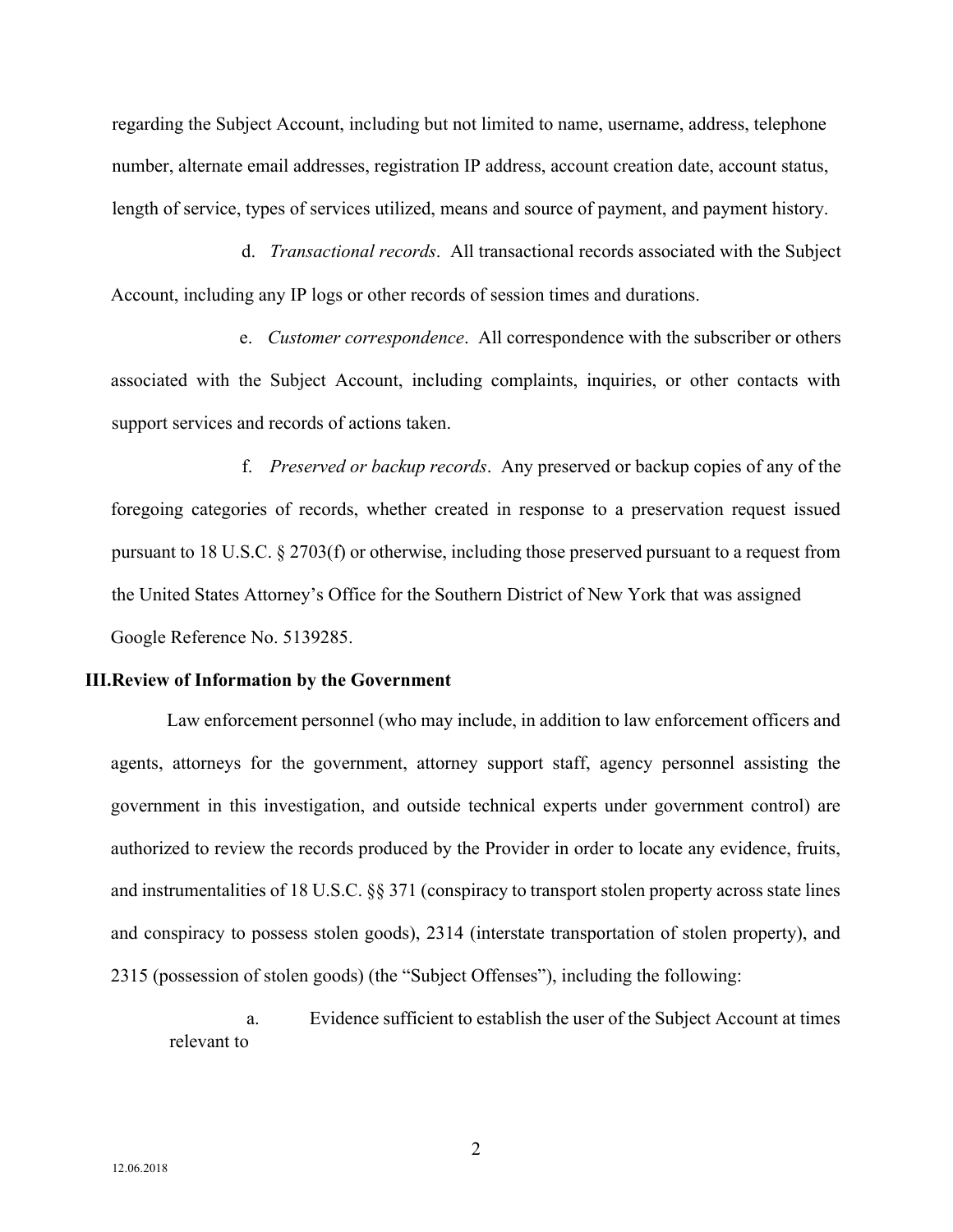regarding the Subject Account, including but not limited to name, username, address, telephone number, alternate email addresses, registration IP address, account creation date, account status, length of service, types of services utilized, means and source of payment, and payment history.

d. *Transactional records*. All transactional records associated with the Subject Account, including any IP logs or other records of session times and durations.

e. *Customer correspondence*. All correspondence with the subscriber or others associated with the Subject Account, including complaints, inquiries, or other contacts with support services and records of actions taken.

f. *Preserved or backup records*. Any preserved or backup copies of any of the foregoing categories of records, whether created in response to a preservation request issued pursuant to 18 U.S.C. § 2703(f) or otherwise, including those preserved pursuant to a request from the United States Attorney's Office for the Southern District of New York that was assigned Google Reference No. 5139285.

**III. Review of Information by the Government**

Law enforcement personnel (who may include, in addition to law enforcement officers and agents, attorneys for the government, attorney support staff, agency personnel assisting the government in this investigation, and outside technical experts under government control) are authorized to review the records produced by the Provider in order to locate any evidence, fruits, and instrumentalities of 18 U.S.C. §§ 371 (conspiracy to transport stolen property across state lines and conspiracy to possess stolen goods), 2314 (interstate transportation of stolen property), and 2315 (possession of stolen goods) (the "Subject Offenses"), including the following:

a. Evidence sufficient to establish the user of the Subject Account at times relevant to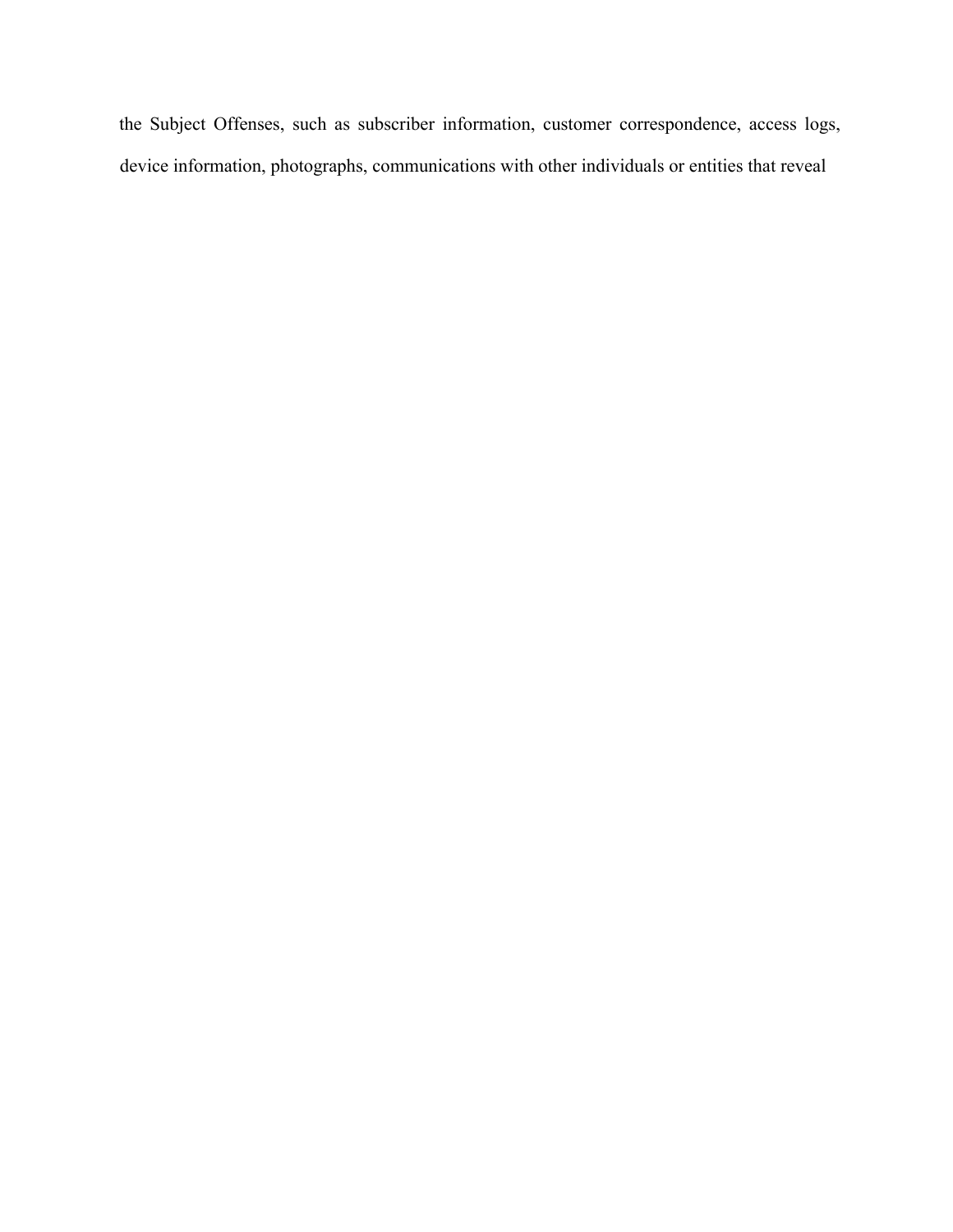the Subject Offenses, such as subscriber information, customer correspondence, access logs, device information, photographs, communications with other individuals or entities that reveal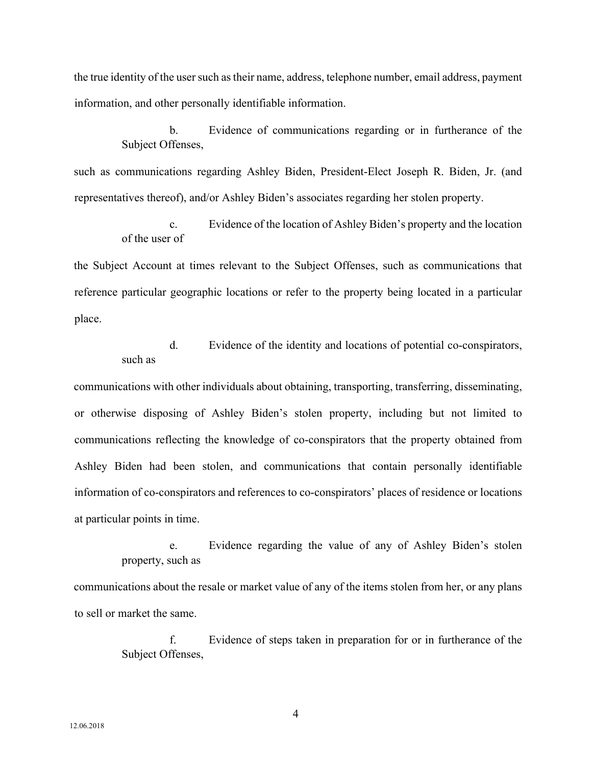the true identity of the user such as their name, address, telephone number, email address, payment information, and other personally identifiable information.

b. Evidence of communications regarding or in furtherance of the Subject Offenses, such as communications regarding Ashley Biden, President-Elect Joseph R. Biden, Jr. (and representatives thereof), and/or Ashley Biden's associates regarding her stolen property.

c. Evidence of the location of Ashley Biden's property and the location of the user of the Subject Account at times relevant to the Subject Offenses, such as communications that reference particular geographic locations or refer to the property being located in a particular place.

d. Evidence of the identity and locations of potential co-conspirators, such as communications with other individuals about obtaining, transporting, transferring, disseminating, or otherwise disposing of Ashley Biden's stolen property, including but not limited to communications reflecting the knowledge of co-conspirators that the property obtained from Ashley Biden had been stolen, and communications that contain personally identifiable information of co-conspirators and references to co-conspirators' places of residence or locations at particular points in time.

e. Evidence regarding the value of any of Ashley Biden's stolen property, such as communications about the resale or market value of any of the items stolen from her, or any plans to sell or market the same.

f. Evidence of steps taken in preparation for or in furtherance of the Subject Offenses,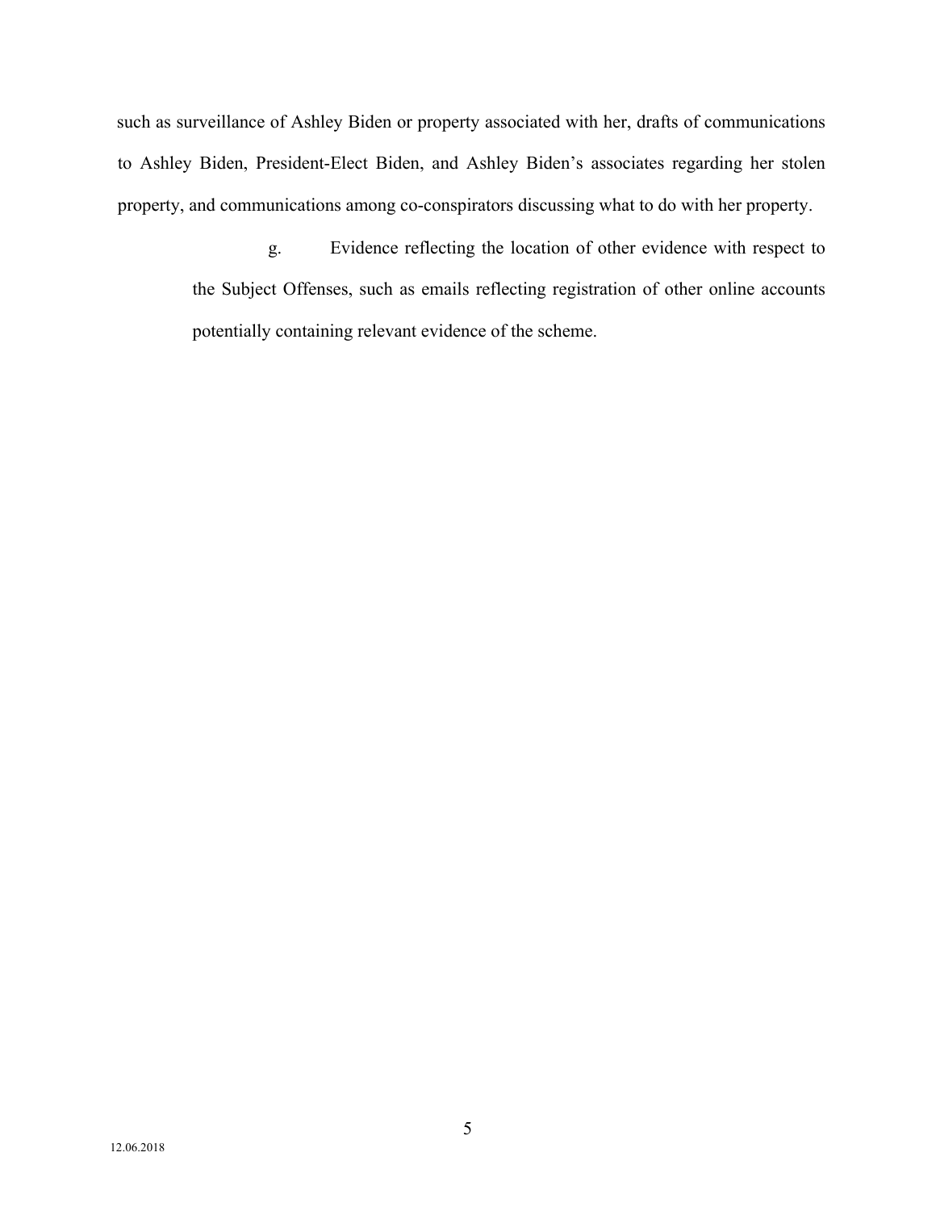such as surveillance of Ashley Biden or property associated with her, drafts of communications to Ashley Biden, President-Elect Biden, and Ashley Biden's associates regarding her stolen property, and communications among co-conspirators discussing what to do with her property.

g. Evidence reflecting the location of other evidence with respect to the Subject Offenses, such as emails reflecting registration of other online accounts potentially containing relevant evidence of the scheme.